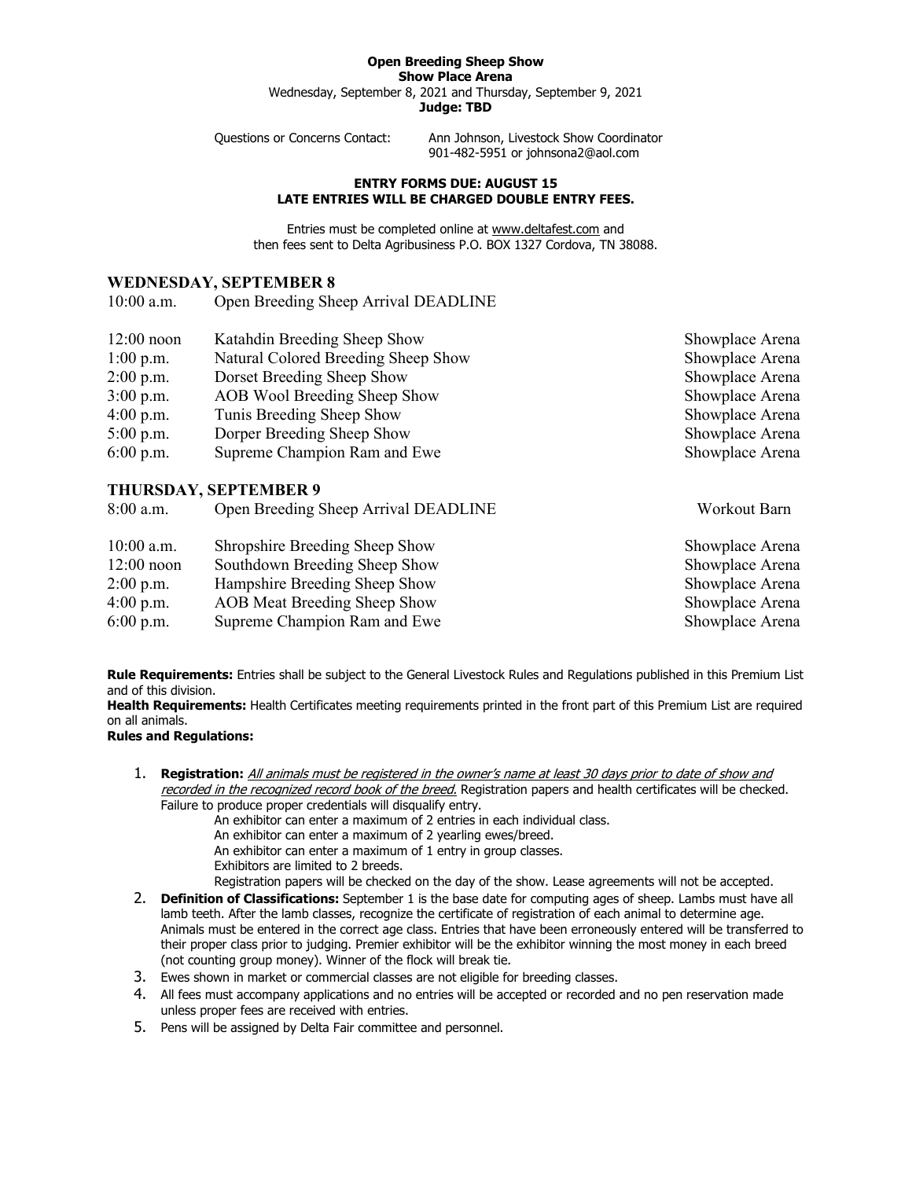**Open Breeding Sheep Show**
**Show Place Arena**
Wednesday, September 8, 2021 and Thursday, September 9, 2021
**Judge: TBD**

Questions or Concerns Contact: Ann Johnson, Livestock Show Coordinator
901-482-5951 or johnsona2@aol.com

**ENTRY FORMS DUE: AUGUST 15**
**LATE ENTRIES WILL BE CHARGED DOUBLE ENTRY FEES.**

Entries must be completed online at www.deltafest.com and then fees sent to Delta Agribusiness P.O. BOX 1327 Cordova, TN 38088.

## WEDNESDAY, SEPTEMBER 8

| | | |
|---|---|---|
| 10:00 a.m. | Open Breeding Sheep Arrival DEADLINE | |
| 12:00 noon | Katahdin Breeding Sheep Show | Showplace Arena |
| 1:00 p.m. | Natural Colored Breeding Sheep Show | Showplace Arena |
| 2:00 p.m. | Dorset Breeding Sheep Show | Showplace Arena |
| 3:00 p.m. | AOB Wool Breeding Sheep Show | Showplace Arena |
| 4:00 p.m. | Tunis Breeding Sheep Show | Showplace Arena |
| 5:00 p.m. | Dorper Breeding Sheep Show | Showplace Arena |
| 6:00 p.m. | Supreme Champion Ram and Ewe | Showplace Arena |

## THURSDAY, SEPTEMBER 9

| | | |
|---|---|---|
| 8:00 a.m. | Open Breeding Sheep Arrival DEADLINE | Workout Barn |
| 10:00 a.m. | Shropshire Breeding Sheep Show | Showplace Arena |
| 12:00 noon | Southdown Breeding Sheep Show | Showplace Arena |
| 2:00 p.m. | Hampshire Breeding Sheep Show | Showplace Arena |
| 4:00 p.m. | AOB Meat Breeding Sheep Show | Showplace Arena |
| 6:00 p.m. | Supreme Champion Ram and Ewe | Showplace Arena |

**Rule Requirements:** Entries shall be subject to the General Livestock Rules and Regulations published in this Premium List and of this division.
**Health Requirements:** Health Certificates meeting requirements printed in the front part of this Premium List are required on all animals.
**Rules and Regulations:**

1. **Registration:** *All animals must be registered in the owner's name at least 30 days prior to date of show and recorded in the recognized record book of the breed.* Registration papers and health certificates will be checked. Failure to produce proper credentials will disqualify entry.
   An exhibitor can enter a maximum of 2 entries in each individual class.
   An exhibitor can enter a maximum of 2 yearling ewes/breed.
   An exhibitor can enter a maximum of 1 entry in group classes.
   Exhibitors are limited to 2 breeds.
   Registration papers will be checked on the day of the show. Lease agreements will not be accepted.
2. **Definition of Classifications:** September 1 is the base date for computing ages of sheep. Lambs must have all lamb teeth. After the lamb classes, recognize the certificate of registration of each animal to determine age. Animals must be entered in the correct age class. Entries that have been erroneously entered will be transferred to their proper class prior to judging. Premier exhibitor will be the exhibitor winning the most money in each breed (not counting group money). Winner of the flock will break tie.
3. Ewes shown in market or commercial classes are not eligible for breeding classes.
4. All fees must accompany applications and no entries will be accepted or recorded and no pen reservation made unless proper fees are received with entries.
5. Pens will be assigned by Delta Fair committee and personnel.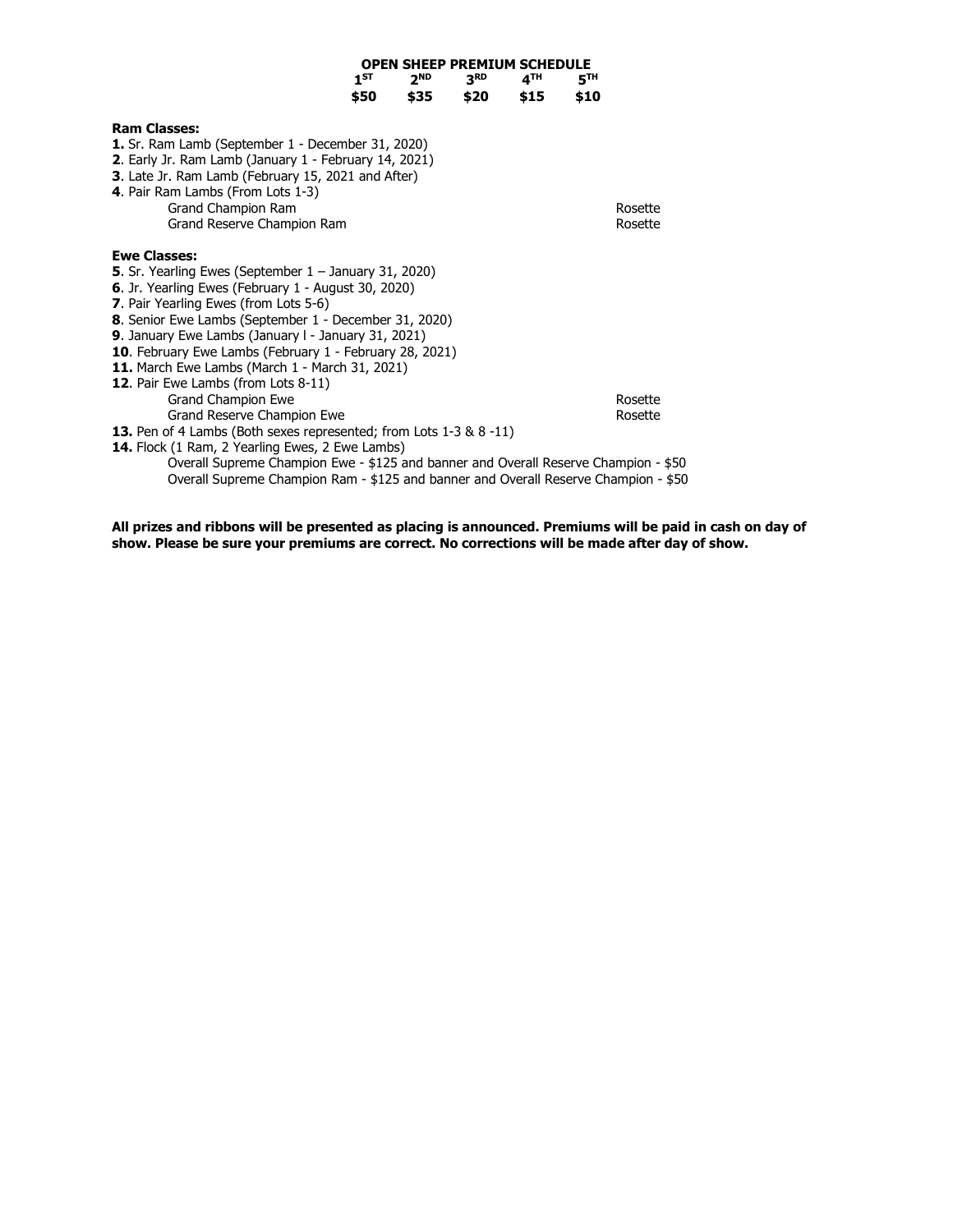## OPEN SHEEP PREMIUM SCHEDULE

| 1ST | 2ND | 3RD | 4TH | 5TH |
|---|---|---|---|---|
| $50 | $35 | $20 | $15 | $10 |

**Ram Classes:**

**1.** Sr. Ram Lamb (September 1 - December 31, 2020)
**2**. Early Jr. Ram Lamb (January 1 - February 14, 2021)
**3**. Late Jr. Ram Lamb (February 15, 2021 and After)
**4**. Pair Ram Lambs (From Lots 1-3)

Grand Champion Ram — Rosette
Grand Reserve Champion Ram — Rosette

**Ewe Classes:**

**5**. Sr. Yearling Ewes (September 1 – January 31, 2020)
**6**. Jr. Yearling Ewes (February 1 - August 30, 2020)
**7**. Pair Yearling Ewes (from Lots 5-6)
**8**. Senior Ewe Lambs (September 1 - December 31, 2020)
**9**. January Ewe Lambs (January l - January 31, 2021)
**10**. February Ewe Lambs (February 1 - February 28, 2021)
**11.** March Ewe Lambs (March 1 - March 31, 2021)
**12**. Pair Ewe Lambs (from Lots 8-11)

Grand Champion Ewe — Rosette
Grand Reserve Champion Ewe — Rosette

**13.** Pen of 4 Lambs (Both sexes represented; from Lots 1-3 & 8 -11)
**14.** Flock (1 Ram, 2 Yearling Ewes, 2 Ewe Lambs)

Overall Supreme Champion Ewe - $125 and banner and Overall Reserve Champion - $50
Overall Supreme Champion Ram - $125 and banner and Overall Reserve Champion - $50

**All prizes and ribbons will be presented as placing is announced. Premiums will be paid in cash on day of show. Please be sure your premiums are correct. No corrections will be made after day of show.**